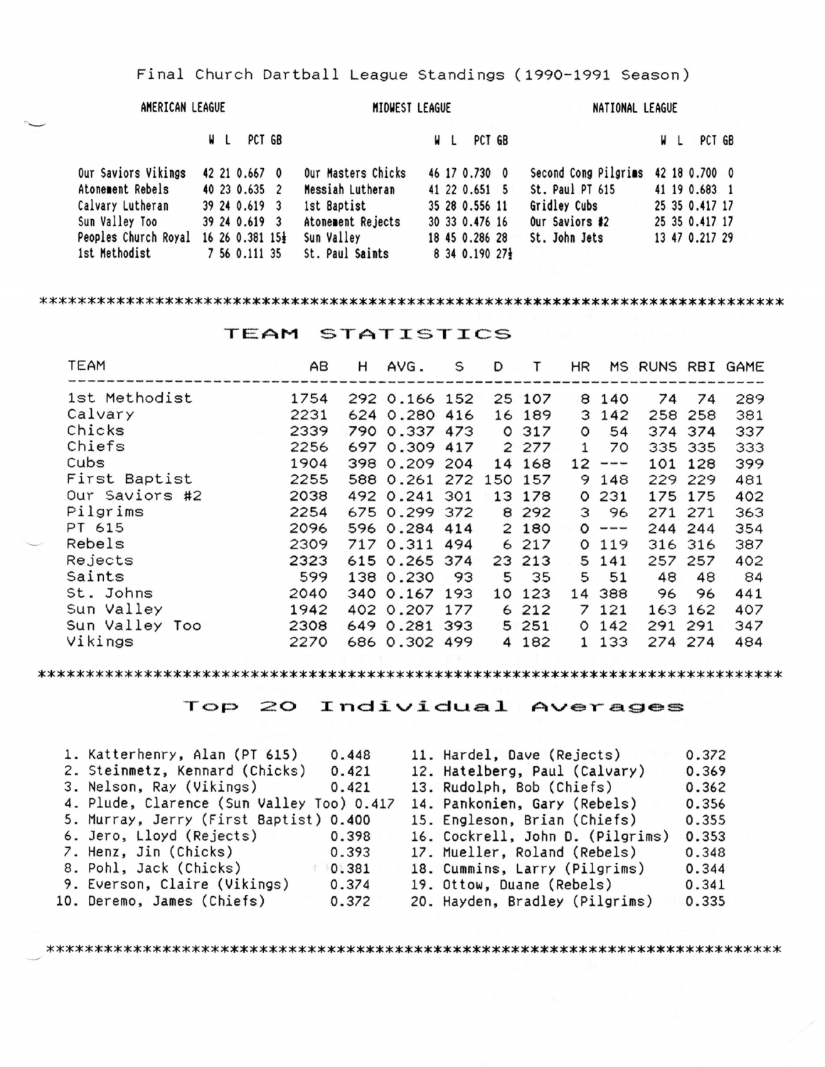# Final Church Dartball League Standings (1990-1991 Season)

## AMERICAN LEAGUE

| Team | W | L | PCT | GB |
|---|---|---|---|---|
| Our Saviors Vikings | 42 | 21 | 0.667 | 0 |
| Atonement Rebels | 40 | 23 | 0.635 | 2 |
| Calvary Lutheran | 39 | 24 | 0.619 | 3 |
| Sun Valley Too | 39 | 24 | 0.619 | 3 |
| Peoples Church Royal | 16 | 26 | 0.381 | 15½ |
| 1st Methodist | 7 | 56 | 0.111 | 35 |

## MIDWEST LEAGUE

| Team | W | L | PCT | GB |
|---|---|---|---|---|
| Our Masters Chicks | 46 | 17 | 0.730 | 0 |
| Messiah Lutheran | 41 | 22 | 0.651 | 5 |
| 1st Baptist | 35 | 28 | 0.556 | 11 |
| Atonement Rejects | 30 | 33 | 0.476 | 16 |
| Sun Valley | 18 | 45 | 0.286 | 28 |
| St. Paul Saints | 8 | 34 | 0.190 | 27½ |

## NATIONAL LEAGUE

| Team | W | L | PCT | GB |
|---|---|---|---|---|
| Second Cong Pilgrims | 42 | 18 | 0.700 | 0 |
| St. Paul PT 615 | 41 | 19 | 0.683 | 1 |
| Gridley Cubs | 25 | 35 | 0.417 | 17 |
| Our Saviors #2 | 25 | 35 | 0.417 | 17 |
| St. John Jets | 13 | 47 | 0.217 | 29 |

*****************************************************************************

## TEAM STATISTICS

| TEAM | AB | H | AVG. | S | D | T | HR | MS | RUNS | RBI | GAME |
|---|---|---|---|---|---|---|---|---|---|---|---|
| 1st Methodist | 1754 | 292 | 0.166 | 152 | 25 | 107 | 8 | 140 | 74 | 74 | 289 |
| Calvary | 2231 | 624 | 0.280 | 416 | 16 | 189 | 3 | 142 | 258 | 258 | 381 |
| Chicks | 2339 | 790 | 0.337 | 473 | 0 | 317 | 0 | 54 | 374 | 374 | 337 |
| Chiefs | 2256 | 697 | 0.309 | 417 | 2 | 277 | 1 | 70 | 335 | 335 | 333 |
| Cubs | 1904 | 398 | 0.209 | 204 | 14 | 168 | 12 | --- | 101 | 128 | 399 |
| First Baptist | 2255 | 588 | 0.261 | 272 | 150 | 157 | 9 | 148 | 229 | 229 | 481 |
| Our Saviors #2 | 2038 | 492 | 0.241 | 301 | 13 | 178 | 0 | 231 | 175 | 175 | 402 |
| Pilgrims | 2254 | 675 | 0.299 | 372 | 8 | 292 | 3 | 96 | 271 | 271 | 363 |
| PT 615 | 2096 | 596 | 0.284 | 414 | 2 | 180 | 0 | --- | 244 | 244 | 354 |
| Rebels | 2309 | 717 | 0.311 | 494 | 6 | 217 | 0 | 119 | 316 | 316 | 387 |
| Rejects | 2323 | 615 | 0.265 | 374 | 23 | 213 | 5 | 141 | 257 | 257 | 402 |
| Saints | 599 | 138 | 0.230 | 93 | 5 | 35 | 5 | 51 | 48 | 48 | 84 |
| St. Johns | 2040 | 340 | 0.167 | 193 | 10 | 123 | 14 | 388 | 96 | 96 | 441 |
| Sun Valley | 1942 | 402 | 0.207 | 177 | 6 | 212 | 7 | 121 | 163 | 162 | 407 |
| Sun Valley Too | 2308 | 649 | 0.281 | 393 | 5 | 251 | 0 | 142 | 291 | 291 | 347 |
| Vikings | 2270 | 686 | 0.302 | 499 | 4 | 182 | 1 | 133 | 274 | 274 | 484 |

*****************************************************************************

## Top 20 Individual Averages

1. Katterhenry, Alan (PT 615) 0.448
2. Steinmetz, Kennard (Chicks) 0.421
3. Nelson, Ray (Vikings) 0.421
4. Plude, Clarence (Sun Valley Too) 0.417
5. Murray, Jerry (First Baptist) 0.400
6. Jero, Lloyd (Rejects) 0.398
7. Henz, Jim (Chicks) 0.393
8. Pohl, Jack (Chicks) 0.381
9. Everson, Claire (Vikings) 0.374
10. Deremo, James (Chiefs) 0.372
11. Hardel, Dave (Rejects) 0.372
12. Hatelberg, Paul (Calvary) 0.369
13. Rudolph, Bob (Chiefs) 0.362
14. Pankonien, Gary (Rebels) 0.356
15. Engleson, Brian (Chiefs) 0.355
16. Cockrell, John D. (Pilgrims) 0.353
17. Mueller, Roland (Rebels) 0.348
18. Cummins, Larry (Pilgrims) 0.344
19. Ottow, Duane (Rebels) 0.341
20. Hayden, Bradley (Pilgrims) 0.335

*****************************************************************************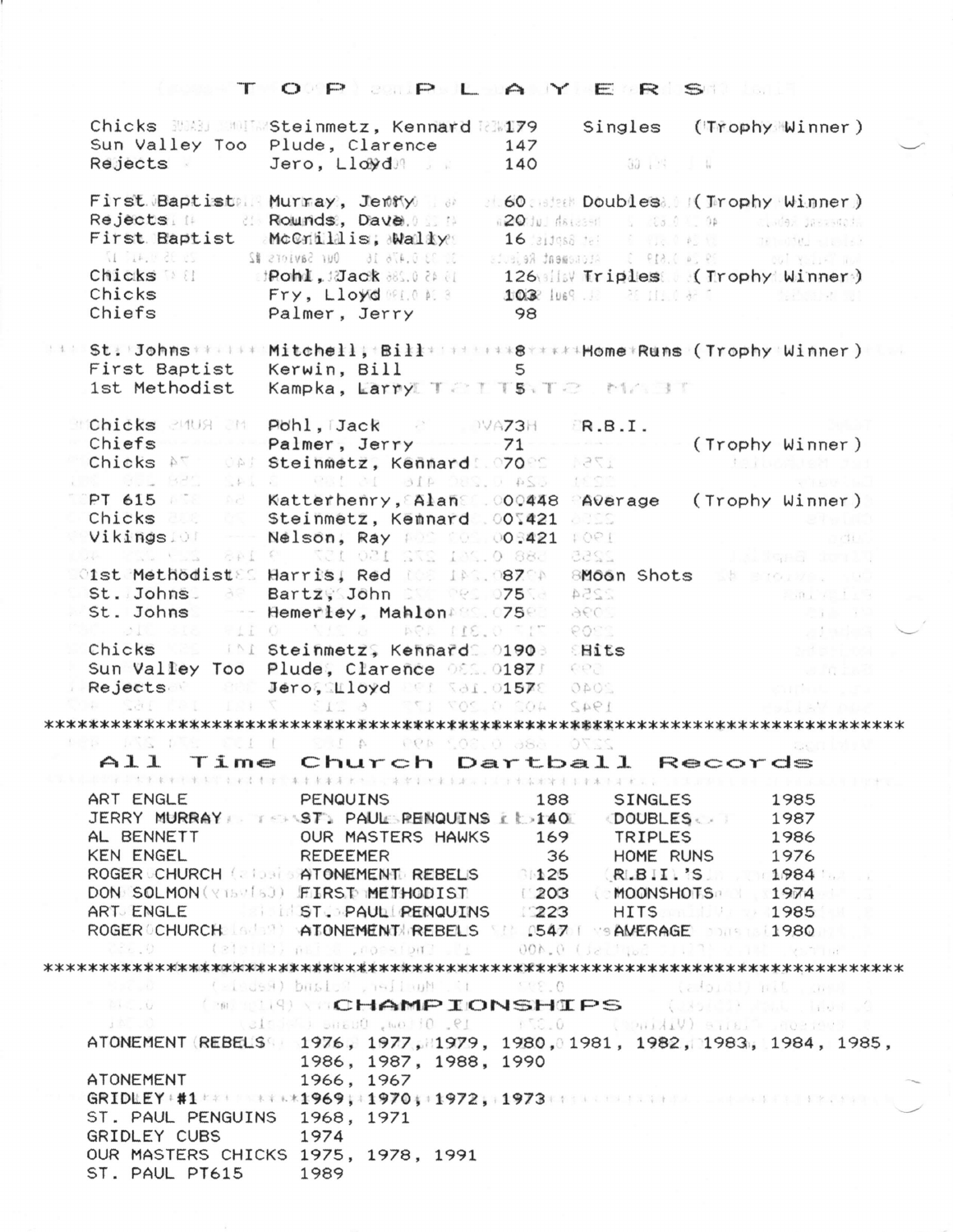# T O P   P L A Y E R S

| | | | | |
|---|---|---|---|---|
| Chicks | Steinmetz, Kennard | 179 | Singles | (Trophy Winner) |
| Sun Valley Too | Plude, Clarence | 147 | | |
| Rejects | Jero, Lloyd | 140 | | |
| First Baptist | Murray, Jerry | 60 | Doubles | (Trophy Winner) |
| Rejects | Rounds, Dave | 20 | | |
| First Baptist | McCrillis, Wally | 16 | | |
| Chicks | Pohl, Jack | 126 | Triples | (Trophy Winner) |
| Chicks | Fry, Lloyd | 103 | | |
| Chiefs | Palmer, Jerry | 98 | | |
| St. Johns | Mitchell, Bill | 8 | Home Runs | (Trophy Winner) |
| First Baptist | Kerwin, Bill | 5 | | |
| 1st Methodist | Kampka, Larry | 5 | | |
| Chicks | Pohl, Jack | 73 | R.B.I. | |
| Chiefs | Palmer, Jerry | 71 | | (Trophy Winner) |
| Chicks | Steinmetz, Kennard | 70 | | |
| PT 615 | Katterhenry, Alan | 0.448 | Average | (Trophy Winner) |
| Chicks | Steinmetz, Kennard | 0.421 | | |
| Vikings | Nelson, Ray | 0.421 | | |
| 1st Methodist | Harris, Red | 87 | Moon Shots | |
| St. Johns | Bartz, John | 75 | | |
| St. Johns | Hemerley, Mahlon | 75 | | |
| Chicks | Steinmetz, Kennard | 190 | Hits | |
| Sun Valley Too | Plude, Clarence | 187 | | |
| Rejects | Jero, Lloyd | 157 | | |

***

## All Time Church Dartball Records

| | | | | |
|---|---|---|---|---|
| ART ENGLE | PENQUINS | 188 | SINGLES | 1985 |
| JERRY MURRAY | ST. PAUL PENQUINS | 140 | DOUBLES | 1987 |
| AL BENNETT | OUR MASTERS HAWKS | 169 | TRIPLES | 1986 |
| KEN ENGEL | REDEEMER | 36 | HOME RUNS | 1976 |
| ROGER CHURCH | ATONEMENT REBELS | 125 | R.B.I.'S | 1984 |
| DON SOLMON | FIRST METHODIST | 203 | MOONSHOTS | 1974 |
| ART ENGLE | ST. PAUL PENQUINS | 223 | HITS | 1985 |
| ROGER CHURCH | ATONEMENT REBELS | .547 | AVERAGE | 1980 |

***

## CHAMPIONSHIPS

| | |
|---|---|
| ATONEMENT REBELS | 1976, 1977, 1979, 1980, 1981, 1982, 1983, 1984, 1985, 1986, 1987, 1988, 1990 |
| ATONEMENT | 1966, 1967 |
| GRIDLEY #1 | 1969, 1970, 1972, 1973 |
| ST. PAUL PENGUINS | 1968, 1971 |
| GRIDLEY CUBS | 1974 |
| OUR MASTERS CHICKS | 1975, 1978, 1991 |
| ST. PAUL PT615 | 1989 |